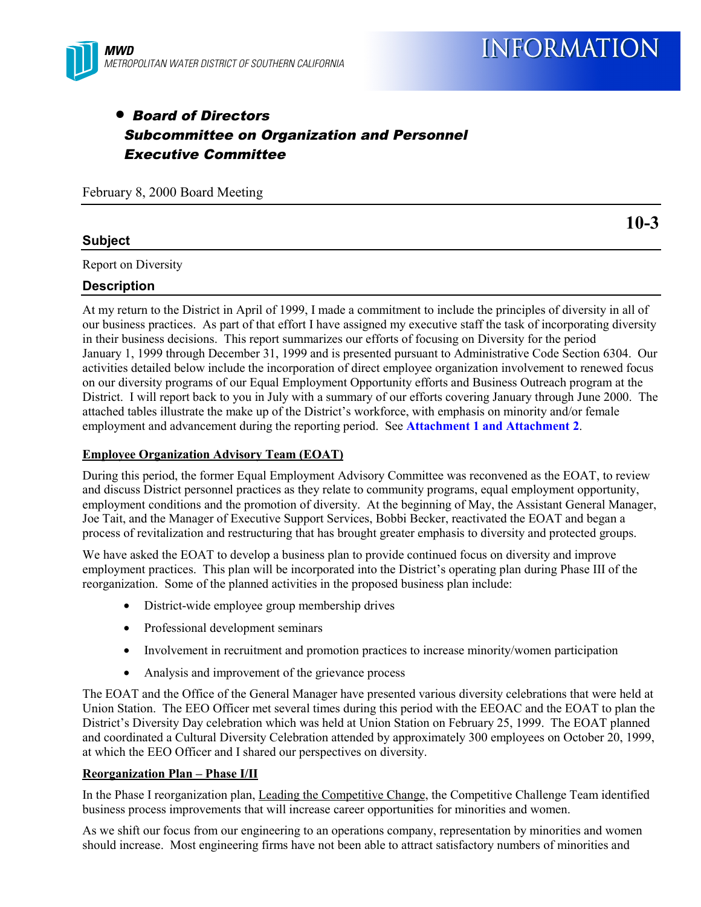MWD
METROPOLITAN WATER DISTRICT OF SOUTHERN CALIFORNIA

# INFORMATION

- ***Board of Directors***
  ***Subcommittee on Organization and Personnel***
  ***Executive Committee***

February 8, 2000 Board Meeting

**10-3**

## Subject

Report on Diversity

## Description

At my return to the District in April of 1999, I made a commitment to include the principles of diversity in all of our business practices. As part of that effort I have assigned my executive staff the task of incorporating diversity in their business decisions. This report summarizes our efforts of focusing on Diversity for the period January 1, 1999 through December 31, 1999 and is presented pursuant to Administrative Code Section 6304. Our activities detailed below include the incorporation of direct employee organization involvement to renewed focus on our diversity programs of our Equal Employment Opportunity efforts and Business Outreach program at the District. I will report back to you in July with a summary of our efforts covering January through June 2000. The attached tables illustrate the make up of the District's workforce, with emphasis on minority and/or female employment and advancement during the reporting period. See **Attachment 1 and Attachment 2**.

**Employee Organization Advisory Team (EOAT)**

During this period, the former Equal Employment Advisory Committee was reconvened as the EOAT, to review and discuss District personnel practices as they relate to community programs, equal employment opportunity, employment conditions and the promotion of diversity. At the beginning of May, the Assistant General Manager, Joe Tait, and the Manager of Executive Support Services, Bobbi Becker, reactivated the EOAT and began a process of revitalization and restructuring that has brought greater emphasis to diversity and protected groups.

We have asked the EOAT to develop a business plan to provide continued focus on diversity and improve employment practices. This plan will be incorporated into the District's operating plan during Phase III of the reorganization. Some of the planned activities in the proposed business plan include:

- District-wide employee group membership drives
- Professional development seminars
- Involvement in recruitment and promotion practices to increase minority/women participation
- Analysis and improvement of the grievance process

The EOAT and the Office of the General Manager have presented various diversity celebrations that were held at Union Station. The EEO Officer met several times during this period with the EEOAC and the EOAT to plan the District's Diversity Day celebration which was held at Union Station on February 25, 1999. The EOAT planned and coordinated a Cultural Diversity Celebration attended by approximately 300 employees on October 20, 1999, at which the EEO Officer and I shared our perspectives on diversity.

**Reorganization Plan – Phase I/II**

In the Phase I reorganization plan, Leading the Competitive Change, the Competitive Challenge Team identified business process improvements that will increase career opportunities for minorities and women.

As we shift our focus from our engineering to an operations company, representation by minorities and women should increase. Most engineering firms have not been able to attract satisfactory numbers of minorities and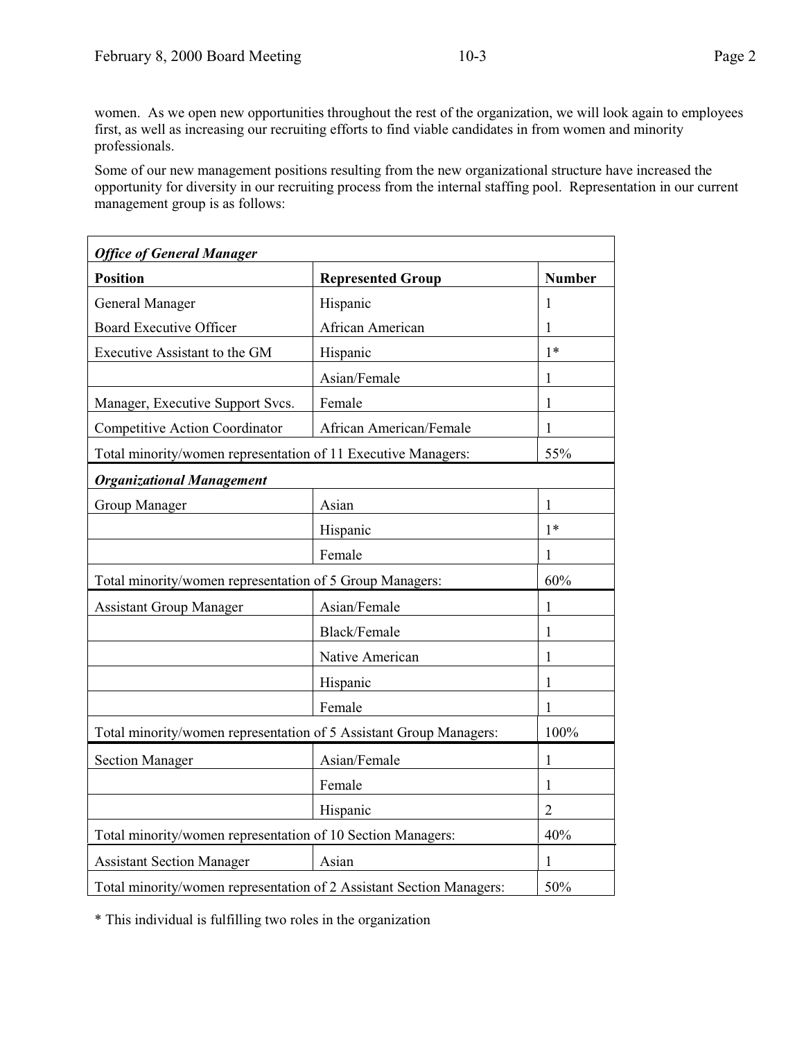women. As we open new opportunities throughout the rest of the organization, we will look again to employees first, as well as increasing our recruiting efforts to find viable candidates in from women and minority professionals.

Some of our new management positions resulting from the new organizational structure have increased the opportunity for diversity in our recruiting process from the internal staffing pool. Representation in our current management group is as follows:

| ***Office of General Manager*** | | |
|---|---|---|
| **Position** | **Represented Group** | **Number** |
| General Manager | Hispanic | 1 |
| Board Executive Officer | African American | 1 |
| Executive Assistant to the GM | Hispanic | 1* |
| | Asian/Female | 1 |
| Manager, Executive Support Svcs. | Female | 1 |
| Competitive Action Coordinator | African American/Female | 1 |
| Total minority/women representation of 11 Executive Managers: | | 55% |
| ***Organizational Management*** | | |
| Group Manager | Asian | 1 |
| | Hispanic | 1* |
| | Female | 1 |
| Total minority/women representation of 5 Group Managers: | | 60% |
| Assistant Group Manager | Asian/Female | 1 |
| | Black/Female | 1 |
| | Native American | 1 |
| | Hispanic | 1 |
| | Female | 1 |
| Total minority/women representation of 5 Assistant Group Managers: | | 100% |
| Section Manager | Asian/Female | 1 |
| | Female | 1 |
| | Hispanic | 2 |
| Total minority/women representation of 10 Section Managers: | | 40% |
| Assistant Section Manager | Asian | 1 |
| Total minority/women representation of 2 Assistant Section Managers: | | 50% |

* This individual is fulfilling two roles in the organization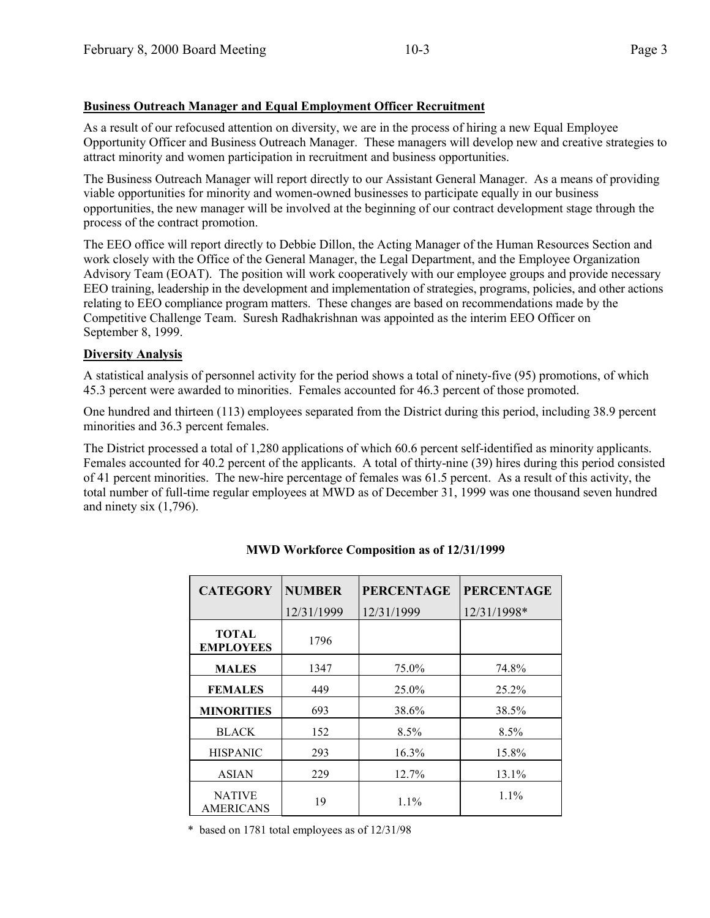**Business Outreach Manager and Equal Employment Officer Recruitment**

As a result of our refocused attention on diversity, we are in the process of hiring a new Equal Employee Opportunity Officer and Business Outreach Manager. These managers will develop new and creative strategies to attract minority and women participation in recruitment and business opportunities.

The Business Outreach Manager will report directly to our Assistant General Manager. As a means of providing viable opportunities for minority and women-owned businesses to participate equally in our business opportunities, the new manager will be involved at the beginning of our contract development stage through the process of the contract promotion.

The EEO office will report directly to Debbie Dillon, the Acting Manager of the Human Resources Section and work closely with the Office of the General Manager, the Legal Department, and the Employee Organization Advisory Team (EOAT). The position will work cooperatively with our employee groups and provide necessary EEO training, leadership in the development and implementation of strategies, programs, policies, and other actions relating to EEO compliance program matters. These changes are based on recommendations made by the Competitive Challenge Team. Suresh Radhakrishnan was appointed as the interim EEO Officer on September 8, 1999.

**Diversity Analysis**

A statistical analysis of personnel activity for the period shows a total of ninety-five (95) promotions, of which 45.3 percent were awarded to minorities. Females accounted for 46.3 percent of those promoted.

One hundred and thirteen (113) employees separated from the District during this period, including 38.9 percent minorities and 36.3 percent females.

The District processed a total of 1,280 applications of which 60.6 percent self-identified as minority applicants. Females accounted for 40.2 percent of the applicants. A total of thirty-nine (39) hires during this period consisted of 41 percent minorities. The new-hire percentage of females was 61.5 percent. As a result of this activity, the total number of full-time regular employees at MWD as of December 31, 1999 was one thousand seven hundred and ninety six (1,796).

**MWD Workforce Composition as of 12/31/1999**

| CATEGORY | NUMBER 12/31/1999 | PERCENTAGE 12/31/1999 | PERCENTAGE 12/31/1998* |
|---|---|---|---|
| **TOTAL EMPLOYEES** | 1796 | | |
| **MALES** | 1347 | 75.0% | 74.8% |
| **FEMALES** | 449 | 25.0% | 25.2% |
| **MINORITIES** | 693 | 38.6% | 38.5% |
| BLACK | 152 | 8.5% | 8.5% |
| HISPANIC | 293 | 16.3% | 15.8% |
| ASIAN | 229 | 12.7% | 13.1% |
| NATIVE AMERICANS | 19 | 1.1% | 1.1% |

\* based on 1781 total employees as of 12/31/98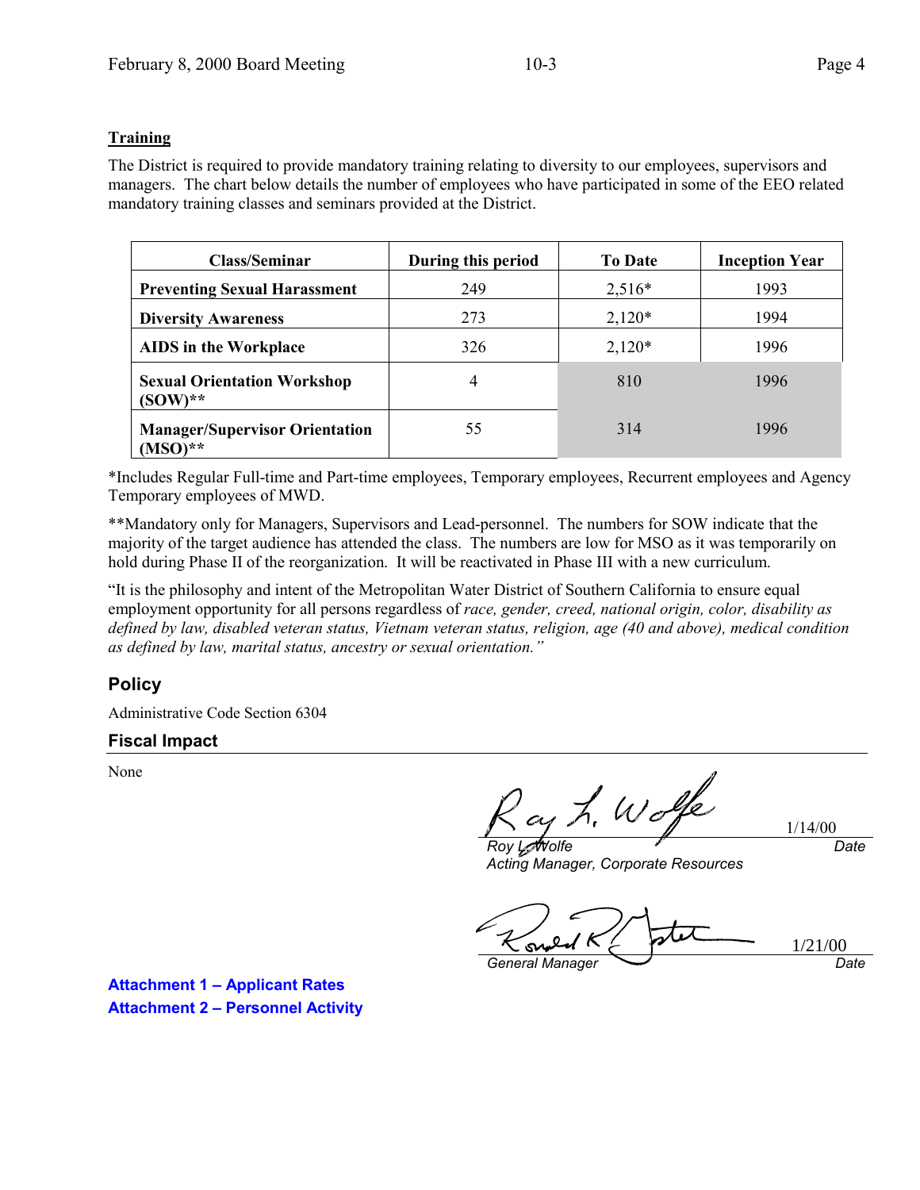## Training

The District is required to provide mandatory training relating to diversity to our employees, supervisors and managers. The chart below details the number of employees who have participated in some of the EEO related mandatory training classes and seminars provided at the District.

| Class/Seminar | During this period | To Date | Inception Year |
|---|---|---|---|
| **Preventing Sexual Harassment** | 249 | 2,516* | 1993 |
| **Diversity Awareness** | 273 | 2,120* | 1994 |
| **AIDS in the Workplace** | 326 | 2,120* | 1996 |
| **Sexual Orientation Workshop (SOW)**** | 4 | 810 | 1996 |
| **Manager/Supervisor Orientation (MSO)**** | 55 | 314 | 1996 |

*Includes Regular Full-time and Part-time employees, Temporary employees, Recurrent employees and Agency Temporary employees of MWD.

**Mandatory only for Managers, Supervisors and Lead-personnel. The numbers for SOW indicate that the majority of the target audience has attended the class. The numbers are low for MSO as it was temporarily on hold during Phase II of the reorganization. It will be reactivated in Phase III with a new curriculum.

"It is the philosophy and intent of the Metropolitan Water District of Southern California to ensure equal employment opportunity for all persons regardless of *race, gender, creed, national origin, color, disability as defined by law, disabled veteran status, Vietnam veteran status, religion, age (40 and above), medical condition as defined by law, marital status, ancestry or sexual orientation."*

## Policy

Administrative Code Section 6304

## Fiscal Impact

None

Roy L. Wolfe — 1/14/00
*Roy L. Wolfe* — *Date*
*Acting Manager, Corporate Resources*

Ronald R. Gastelum — 1/21/00
*General Manager* — *Date*

**Attachment 1 – Applicant Rates**
**Attachment 2 – Personnel Activity**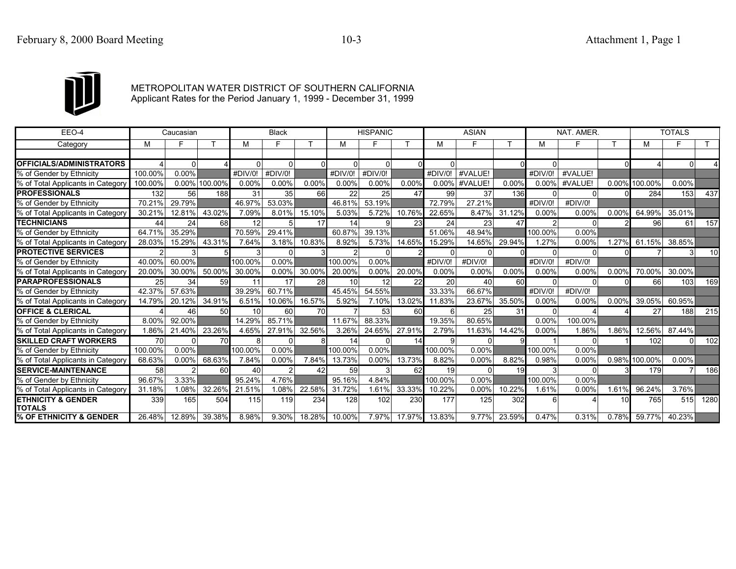METROPOLITAN WATER DISTRICT OF SOUTHERN CALIFORNIA
Applicant Rates for the Period January 1, 1999 - December 31, 1999

| EEO-4 | Caucasian | | | Black | | | HISPANIC | | | ASIAN | | | NAT. AMER. | | | TOTALS | | |
|---|---|---|---|---|---|---|---|---|---|---|---|---|---|---|---|---|---|---|
| Category | M | F | T | M | F | T | M | F | T | M | F | T | M | F | T | M | F | T |
| **OFFICIALS/ADMINISTRATORS** | 4 | 0 | 4 | 0 | 0 | 0 | 0 | 0 | 0 | 0 | | 0 | 0 | | 0 | 4 | 0 | 4 |
| % of Gender by Ethnicity | 100.00% | 0.00% | | #DIV/0! | #DIV/0! | | #DIV/0! | #DIV/0! | | #DIV/0! | #VALUE! | | #DIV/0! | #VALUE! | | | | |
| % of Total Applicants in Category | 100.00% | 0.00% | 100.00% | 0.00% | 0.00% | 0.00% | 0.00% | 0.00% | 0.00% | 0.00% | #VALUE! | 0.00% | 0.00% | #VALUE! | 0.00% | 100.00% | 0.00% | |
| **PROFESSIONALS** | 132 | 56 | 188 | 31 | 35 | 66 | 22 | 25 | 47 | 99 | 37 | 136 | 0 | 0 | 0 | 284 | 153 | 437 |
| % of Gender by Ethnicity | 70.21% | 29.79% | | 46.97% | 53.03% | | 46.81% | 53.19% | | 72.79% | 27.21% | | #DIV/0! | #DIV/0! | | | | |
| % of Total Applicants in Category | 30.21% | 12.81% | 43.02% | 7.09% | 8.01% | 15.10% | 5.03% | 5.72% | 10.76% | 22.65% | 8.47% | 31.12% | 0.00% | 0.00% | 0.00% | 64.99% | 35.01% | |
| **TECHNICIANS** | 44 | 24 | 68 | 12 | 5 | 17 | 14 | 9 | 23 | 24 | 23 | 47 | 2 | 0 | 2 | 96 | 61 | 157 |
| % of Gender by Ethnicity | 64.71% | 35.29% | | 70.59% | 29.41% | | 60.87% | 39.13% | | 51.06% | 48.94% | | 100.00% | 0.00% | | | | |
| % of Total Applicants in Category | 28.03% | 15.29% | 43.31% | 7.64% | 3.18% | 10.83% | 8.92% | 5.73% | 14.65% | 15.29% | 14.65% | 29.94% | 1.27% | 0.00% | 1.27% | 61.15% | 38.85% | |
| **PROTECTIVE SERVICES** | 2 | 3 | 5 | 3 | 0 | 3 | 2 | 0 | 2 | 0 | 0 | 0 | 0 | 0 | 0 | 7 | 3 | 10 |
| % of Gender by Ethnicity | 40.00% | 60.00% | | 100.00% | 0.00% | | 100.00% | 0.00% | | #DIV/0! | #DIV/0! | | #DIV/0! | #DIV/0! | | | | |
| % of Total Applicants in Category | 20.00% | 30.00% | 50.00% | 30.00% | 0.00% | 30.00% | 20.00% | 0.00% | 20.00% | 0.00% | 0.00% | 0.00% | 0.00% | 0.00% | 0.00% | 70.00% | 30.00% | |
| **PARAPROFESSIONALS** | 25 | 34 | 59 | 11 | 17 | 28 | 10 | 12 | 22 | 20 | 40 | 60 | 0 | 0 | 0 | 66 | 103 | 169 |
| % of Gender by Ethnicity | 42.37% | 57.63% | | 39.29% | 60.71% | | 45.45% | 54.55% | | 33.33% | 66.67% | | #DIV/0! | #DIV/0! | | | | |
| % of Total Applicants in Category | 14.79% | 20.12% | 34.91% | 6.51% | 10.06% | 16.57% | 5.92% | 7.10% | 13.02% | 11.83% | 23.67% | 35.50% | 0.00% | 0.00% | 0.00% | 39.05% | 60.95% | |
| **OFFICE & CLERICAL** | 4 | 46 | 50 | 10 | 60 | 70 | 7 | 53 | 60 | 6 | 25 | 31 | 0 | 4 | 4 | 27 | 188 | 215 |
| % of Gender by Ethnicity | 8.00% | 92.00% | | 14.29% | 85.71% | | 11.67% | 88.33% | | 19.35% | 80.65% | | 0.00% | 100.00% | | | | |
| % of Total Applicants in Category | 1.86% | 21.40% | 23.26% | 4.65% | 27.91% | 32.56% | 3.26% | 24.65% | 27.91% | 2.79% | 11.63% | 14.42% | 0.00% | 1.86% | 1.86% | 12.56% | 87.44% | |
| **SKILLED CRAFT WORKERS** | 70 | 0 | 70 | 8 | 0 | 8 | 14 | 0 | 14 | 9 | 0 | 9 | 1 | 0 | 1 | 102 | 0 | 102 |
| % of Gender by Ethnicity | 100.00% | 0.00% | | 100.00% | 0.00% | | 100.00% | 0.00% | | 100.00% | 0.00% | | 100.00% | 0.00% | | | | |
| % of Total Applicants in Category | 68.63% | 0.00% | 68.63% | 7.84% | 0.00% | 7.84% | 13.73% | 0.00% | 13.73% | 8.82% | 0.00% | 8.82% | 0.98% | 0.00% | 0.98% | 100.00% | 0.00% | |
| **SERVICE-MAINTENANCE** | 58 | 2 | 60 | 40 | 2 | 42 | 59 | 3 | 62 | 19 | 0 | 19 | 3 | 0 | 3 | 179 | 7 | 186 |
| % of Gender by Ethnicity | 96.67% | 3.33% | | 95.24% | 4.76% | | 95.16% | 4.84% | | 100.00% | 0.00% | | 100.00% | 0.00% | | | | |
| % of Total Applicants in Category | 31.18% | 1.08% | 32.26% | 21.51% | 1.08% | 22.58% | 31.72% | 1.61% | 33.33% | 10.22% | 0.00% | 10.22% | 1.61% | 0.00% | 1.61% | 96.24% | 3.76% | |
| **ETHNICITY & GENDER TOTALS** | 339 | 165 | 504 | 115 | 119 | 234 | 128 | 102 | 230 | 177 | 125 | 302 | 6 | 4 | 10 | 765 | 515 | 1280 |
| **% OF ETHNICITY & GENDER** | 26.48% | 12.89% | 39.38% | 8.98% | 9.30% | 18.28% | 10.00% | 7.97% | 17.97% | 13.83% | 9.77% | 23.59% | 0.47% | 0.31% | 0.78% | 59.77% | 40.23% | |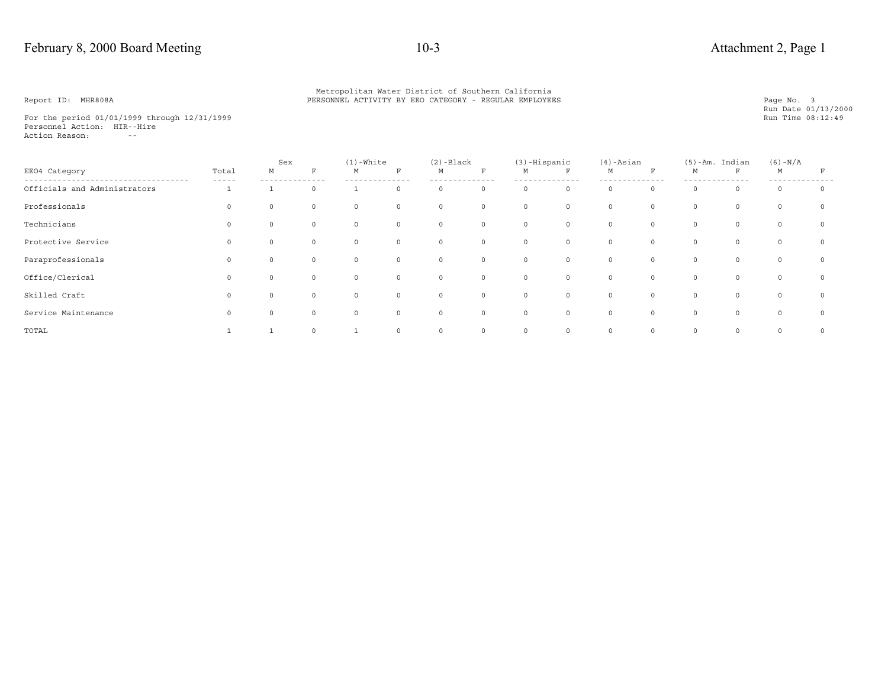Metropolitan Water District of Southern California
PERSONNEL ACTIVITY BY EEO CATEGORY - REGULAR EMPLOYEES

Report ID: MHR808A

Page No. 3
Run Date 01/13/2000
Run Time 08:12:49

For the period 01/01/1999 through 12/31/1999
Personnel Action: HIR--Hire
Action Reason: --

| EEO4 Category | Total | Sex | | (1)-White | | (2)-Black | | (3)-Hispanic | | (4)-Asian | | (5)-Am. Indian | | (6)-N/A | |
|---|---|---|---|---|---|---|---|---|---|---|---|---|---|---|---|
| | | M | F | M | F | M | F | M | F | M | F | M | F | M | F |
| Officials and Administrators | 1 | 1 | 0 | 1 | 0 | 0 | 0 | 0 | 0 | 0 | 0 | 0 | 0 | 0 | 0 |
| Professionals | 0 | 0 | 0 | 0 | 0 | 0 | 0 | 0 | 0 | 0 | 0 | 0 | 0 | 0 | 0 |
| Technicians | 0 | 0 | 0 | 0 | 0 | 0 | 0 | 0 | 0 | 0 | 0 | 0 | 0 | 0 | 0 |
| Protective Service | 0 | 0 | 0 | 0 | 0 | 0 | 0 | 0 | 0 | 0 | 0 | 0 | 0 | 0 | 0 |
| Paraprofessionals | 0 | 0 | 0 | 0 | 0 | 0 | 0 | 0 | 0 | 0 | 0 | 0 | 0 | 0 | 0 |
| Office/Clerical | 0 | 0 | 0 | 0 | 0 | 0 | 0 | 0 | 0 | 0 | 0 | 0 | 0 | 0 | 0 |
| Skilled Craft | 0 | 0 | 0 | 0 | 0 | 0 | 0 | 0 | 0 | 0 | 0 | 0 | 0 | 0 | 0 |
| Service Maintenance | 0 | 0 | 0 | 0 | 0 | 0 | 0 | 0 | 0 | 0 | 0 | 0 | 0 | 0 | 0 |
| TOTAL | 1 | 1 | 0 | 1 | 0 | 0 | 0 | 0 | 0 | 0 | 0 | 0 | 0 | 0 | 0 |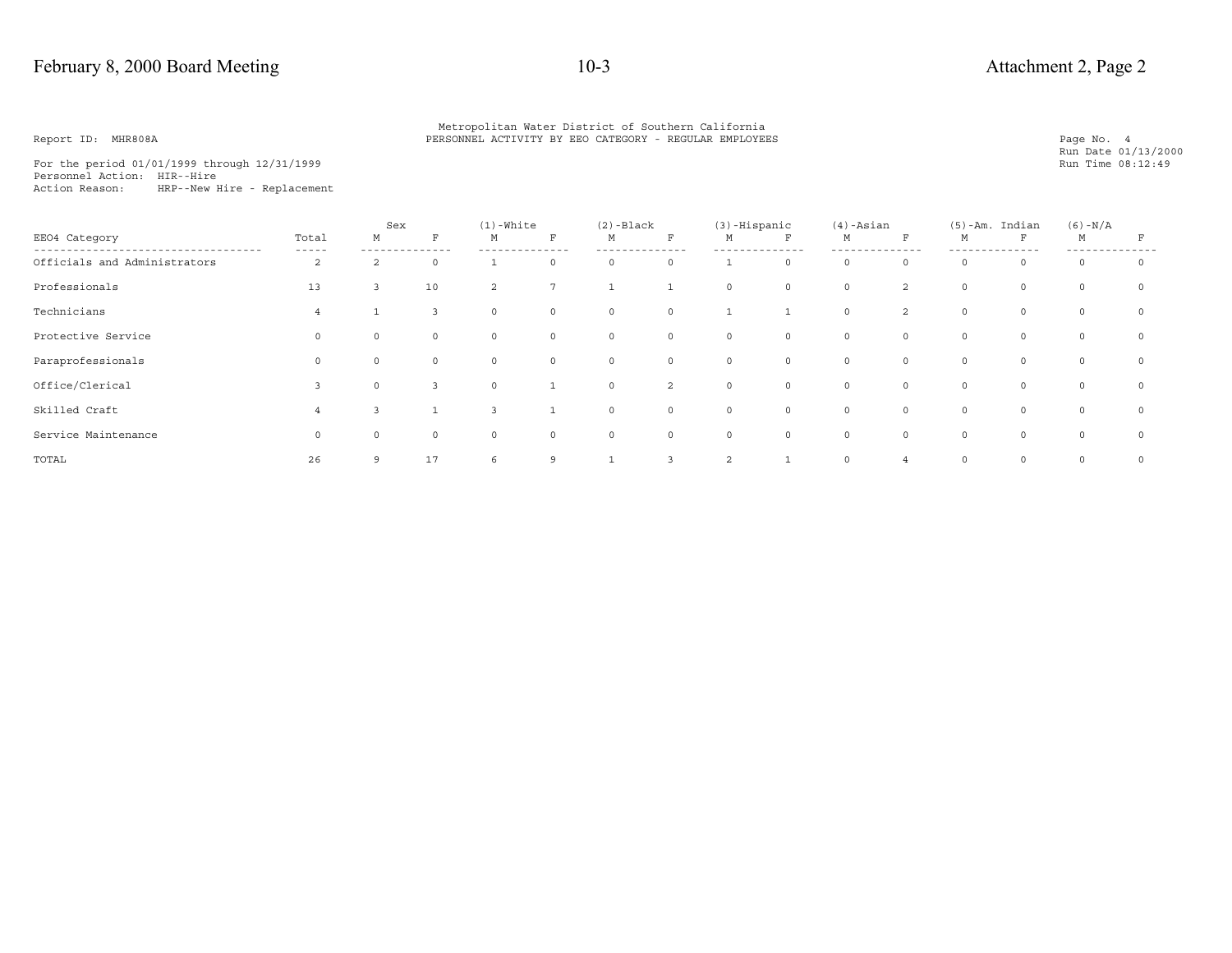Metropolitan Water District of Southern California
PERSONNEL ACTIVITY BY EEO CATEGORY - REGULAR EMPLOYEES

Report ID: MHR808A

Page No. 4
Run Date 01/13/2000
Run Time 08:12:49

For the period 01/01/1999 through 12/31/1999
Personnel Action: HIR--Hire
Action Reason: HRP--New Hire - Replacement

| EEO4 Category | Total | Sex | | (1)-White | | (2)-Black | | (3)-Hispanic | | (4)-Asian | | (5)-Am. Indian | | (6)-N/A | |
|---|---|---|---|---|---|---|---|---|---|---|---|---|---|---|---|
| | | M | F | M | F | M | F | M | F | M | F | M | F | M | F |
| Officials and Administrators | 2 | 2 | 0 | 1 | 0 | 0 | 0 | 1 | 0 | 0 | 0 | 0 | 0 | 0 | 0 |
| Professionals | 13 | 3 | 10 | 2 | 7 | 1 | 1 | 0 | 0 | 0 | 2 | 0 | 0 | 0 | 0 |
| Technicians | 4 | 1 | 3 | 0 | 0 | 0 | 0 | 1 | 1 | 0 | 2 | 0 | 0 | 0 | 0 |
| Protective Service | 0 | 0 | 0 | 0 | 0 | 0 | 0 | 0 | 0 | 0 | 0 | 0 | 0 | 0 | 0 |
| Paraprofessionals | 0 | 0 | 0 | 0 | 0 | 0 | 0 | 0 | 0 | 0 | 0 | 0 | 0 | 0 | 0 |
| Office/Clerical | 3 | 0 | 3 | 0 | 1 | 0 | 2 | 0 | 0 | 0 | 0 | 0 | 0 | 0 | 0 |
| Skilled Craft | 4 | 3 | 1 | 3 | 1 | 0 | 0 | 0 | 0 | 0 | 0 | 0 | 0 | 0 | 0 |
| Service Maintenance | 0 | 0 | 0 | 0 | 0 | 0 | 0 | 0 | 0 | 0 | 0 | 0 | 0 | 0 | 0 |
| TOTAL | 26 | 9 | 17 | 6 | 9 | 1 | 3 | 2 | 1 | 0 | 4 | 0 | 0 | 0 | 0 |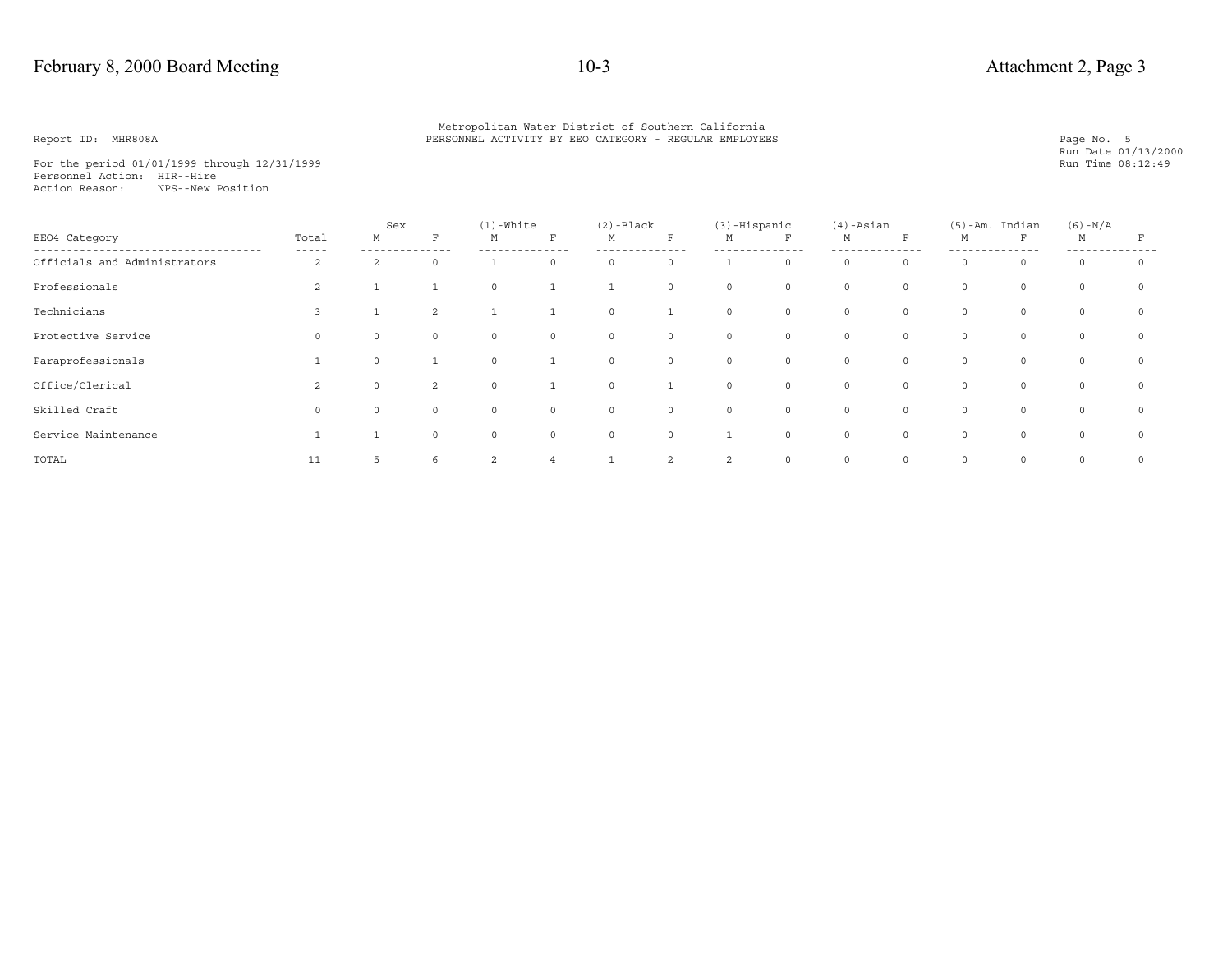Report ID: MHR808A

Metropolitan Water District of Southern California
PERSONNEL ACTIVITY BY EEO CATEGORY - REGULAR EMPLOYEES

Page No. 5
Run Date 01/13/2000
Run Time 08:12:49

For the period 01/01/1999 through 12/31/1999
Personnel Action: HIR--Hire
Action Reason: NPS--New Position

| EEO4 Category | Total | Sex | | (1)-White | | (2)-Black | | (3)-Hispanic | | (4)-Asian | | (5)-Am. Indian | | (6)-N/A | |
|---|---|---|---|---|---|---|---|---|---|---|---|---|---|---|---|
| | | M | F | M | F | M | F | M | F | M | F | M | F | M | F |
| Officials and Administrators | 2 | 2 | 0 | 1 | 0 | 0 | 0 | 1 | 0 | 0 | 0 | 0 | 0 | 0 | 0 |
| Professionals | 2 | 1 | 1 | 0 | 1 | 1 | 0 | 0 | 0 | 0 | 0 | 0 | 0 | 0 | 0 |
| Technicians | 3 | 1 | 2 | 1 | 1 | 0 | 1 | 0 | 0 | 0 | 0 | 0 | 0 | 0 | 0 |
| Protective Service | 0 | 0 | 0 | 0 | 0 | 0 | 0 | 0 | 0 | 0 | 0 | 0 | 0 | 0 | 0 |
| Paraprofessionals | 1 | 0 | 1 | 0 | 1 | 0 | 0 | 0 | 0 | 0 | 0 | 0 | 0 | 0 | 0 |
| Office/Clerical | 2 | 0 | 2 | 0 | 1 | 0 | 1 | 0 | 0 | 0 | 0 | 0 | 0 | 0 | 0 |
| Skilled Craft | 0 | 0 | 0 | 0 | 0 | 0 | 0 | 0 | 0 | 0 | 0 | 0 | 0 | 0 | 0 |
| Service Maintenance | 1 | 1 | 0 | 0 | 0 | 0 | 0 | 1 | 0 | 0 | 0 | 0 | 0 | 0 | 0 |
| TOTAL | 11 | 5 | 6 | 2 | 4 | 1 | 2 | 2 | 0 | 0 | 0 | 0 | 0 | 0 | 0 |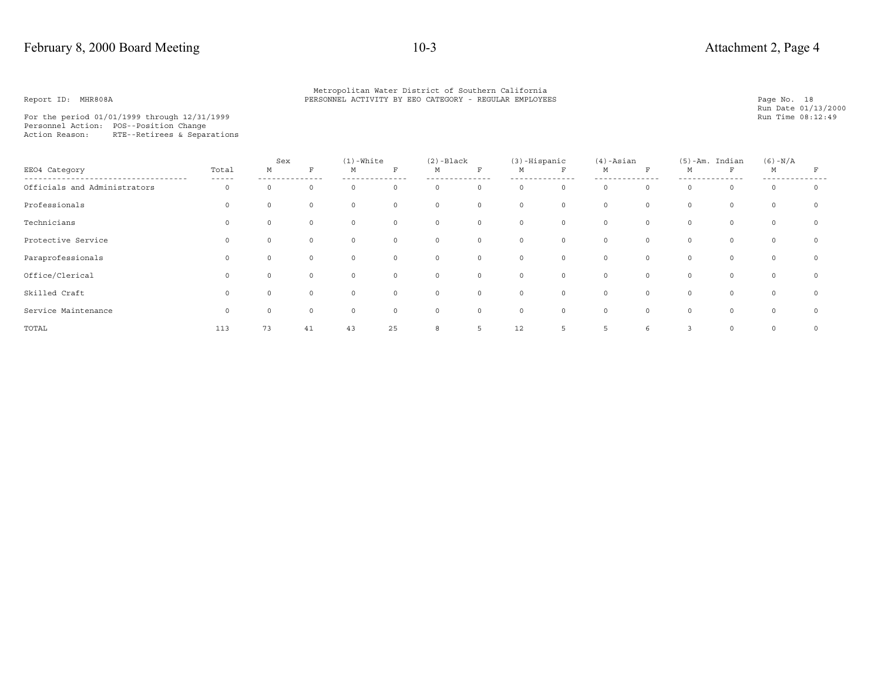Metropolitan Water District of Southern California
PERSONNEL ACTIVITY BY EEO CATEGORY - REGULAR EMPLOYEES

Report ID: MHR808A

Page No. 18
Run Date 01/13/2000
Run Time 08:12:49

For the period 01/01/1999 through 12/31/1999
Personnel Action: POS--Position Change
Action Reason: RTE--Retirees & Separations

| EEO4 Category | Total | Sex | | (1)-White | | (2)-Black | | (3)-Hispanic | | (4)-Asian | | (5)-Am. Indian | | (6)-N/A | |
|---|---|---|---|---|---|---|---|---|---|---|---|---|---|---|---|
| | | M | F | M | F | M | F | M | F | M | F | M | F | M | F |
| Officials and Administrators | 0 | 0 | 0 | 0 | 0 | 0 | 0 | 0 | 0 | 0 | 0 | 0 | 0 | 0 | 0 |
| Professionals | 0 | 0 | 0 | 0 | 0 | 0 | 0 | 0 | 0 | 0 | 0 | 0 | 0 | 0 | 0 |
| Technicians | 0 | 0 | 0 | 0 | 0 | 0 | 0 | 0 | 0 | 0 | 0 | 0 | 0 | 0 | 0 |
| Protective Service | 0 | 0 | 0 | 0 | 0 | 0 | 0 | 0 | 0 | 0 | 0 | 0 | 0 | 0 | 0 |
| Paraprofessionals | 0 | 0 | 0 | 0 | 0 | 0 | 0 | 0 | 0 | 0 | 0 | 0 | 0 | 0 | 0 |
| Office/Clerical | 0 | 0 | 0 | 0 | 0 | 0 | 0 | 0 | 0 | 0 | 0 | 0 | 0 | 0 | 0 |
| Skilled Craft | 0 | 0 | 0 | 0 | 0 | 0 | 0 | 0 | 0 | 0 | 0 | 0 | 0 | 0 | 0 |
| Service Maintenance | 0 | 0 | 0 | 0 | 0 | 0 | 0 | 0 | 0 | 0 | 0 | 0 | 0 | 0 | 0 |
| TOTAL | 113 | 73 | 41 | 43 | 25 | 8 | 5 | 12 | 5 | 5 | 6 | 3 | 0 | 0 | 0 |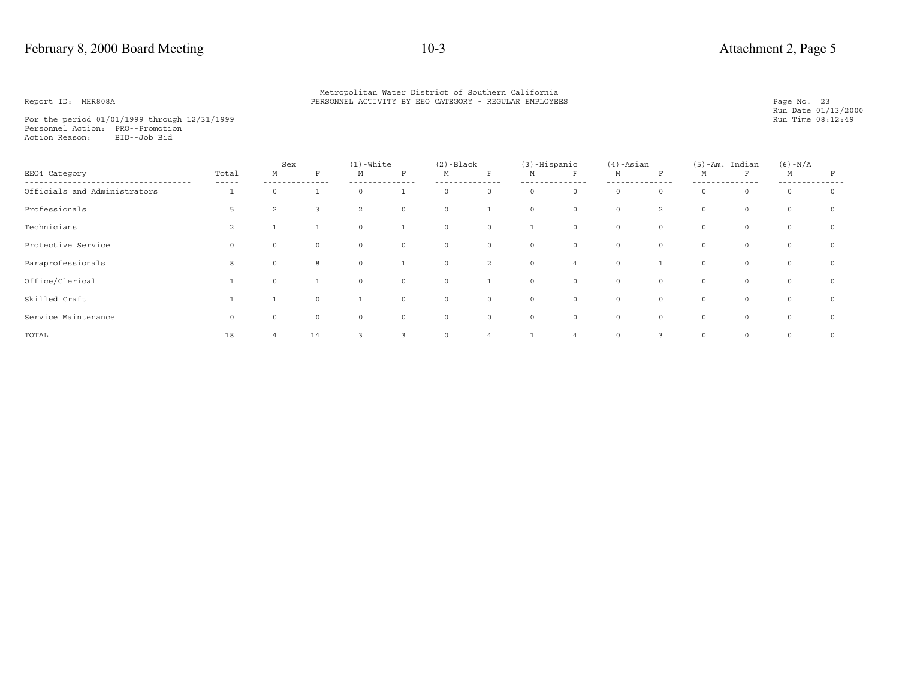Report ID: MHR808A

Metropolitan Water District of Southern California
PERSONNEL ACTIVITY BY EEO CATEGORY - REGULAR EMPLOYEES

Page No. 23
Run Date 01/13/2000
Run Time 08:12:49

For the period 01/01/1999 through 12/31/1999
Personnel Action: PRO--Promotion
Action Reason: BID--Job Bid

| | | Sex | | (1)-White | | (2)-Black | | (3)-Hispanic | | (4)-Asian | | (5)-Am. Indian | | (6)-N/A | |
|---|---|---|---|---|---|---|---|---|---|---|---|---|---|---|---|
| EEO4 Category | Total | M | F | M | F | M | F | M | F | M | F | M | F | M | F |
| Officials and Administrators | 1 | 0 | 1 | 0 | 1 | 0 | 0 | 0 | 0 | 0 | 0 | 0 | 0 | 0 | 0 |
| Professionals | 5 | 2 | 3 | 2 | 0 | 0 | 1 | 0 | 0 | 0 | 2 | 0 | 0 | 0 | 0 |
| Technicians | 2 | 1 | 1 | 0 | 1 | 0 | 0 | 1 | 0 | 0 | 0 | 0 | 0 | 0 | 0 |
| Protective Service | 0 | 0 | 0 | 0 | 0 | 0 | 0 | 0 | 0 | 0 | 0 | 0 | 0 | 0 | 0 |
| Paraprofessionals | 8 | 0 | 8 | 0 | 1 | 0 | 2 | 0 | 4 | 0 | 1 | 0 | 0 | 0 | 0 |
| Office/Clerical | 1 | 0 | 1 | 0 | 0 | 0 | 1 | 0 | 0 | 0 | 0 | 0 | 0 | 0 | 0 |
| Skilled Craft | 1 | 1 | 0 | 1 | 0 | 0 | 0 | 0 | 0 | 0 | 0 | 0 | 0 | 0 | 0 |
| Service Maintenance | 0 | 0 | 0 | 0 | 0 | 0 | 0 | 0 | 0 | 0 | 0 | 0 | 0 | 0 | 0 |
| TOTAL | 18 | 4 | 14 | 3 | 3 | 0 | 4 | 1 | 4 | 0 | 3 | 0 | 0 | 0 | 0 |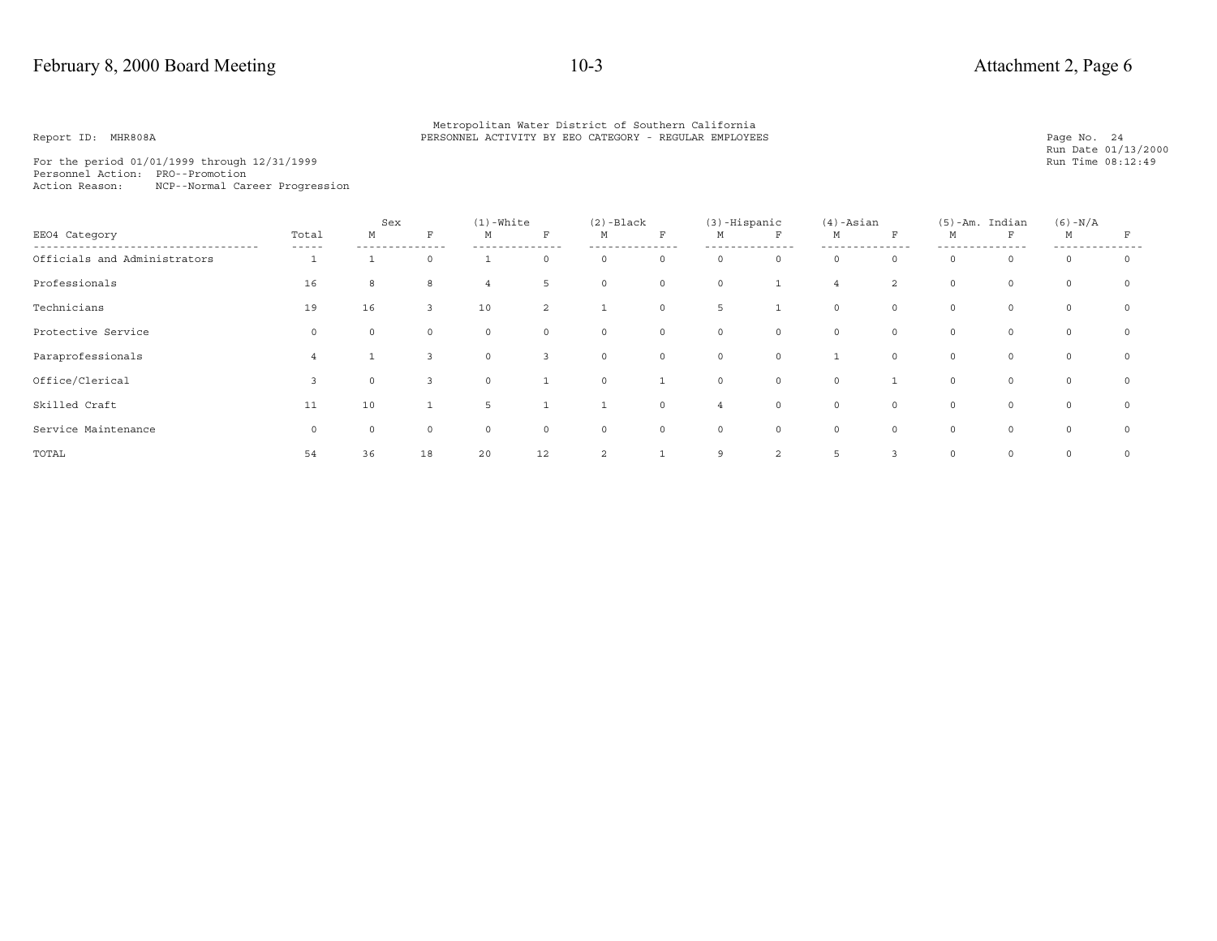Metropolitan Water District of Southern California
PERSONNEL ACTIVITY BY EEO CATEGORY - REGULAR EMPLOYEES

Report ID: MHR808A

Page No. 24
Run Date 01/13/2000
Run Time 08:12:49

For the period 01/01/1999 through 12/31/1999
Personnel Action: PRO--Promotion
Action Reason: NCP--Normal Career Progression

| EEO4 Category | Total | Sex | | (1)-White | | (2)-Black | | (3)-Hispanic | | (4)-Asian | | (5)-Am. Indian | | (6)-N/A | |
|---|---|---|---|---|---|---|---|---|---|---|---|---|---|---|---|
| | | M | F | M | F | M | F | M | F | M | F | M | F | M | F |
| Officials and Administrators | 1 | 1 | 0 | 1 | 0 | 0 | 0 | 0 | 0 | 0 | 0 | 0 | 0 | 0 | 0 |
| Professionals | 16 | 8 | 8 | 4 | 5 | 0 | 0 | 0 | 1 | 4 | 2 | 0 | 0 | 0 | 0 |
| Technicians | 19 | 16 | 3 | 10 | 2 | 1 | 0 | 5 | 1 | 0 | 0 | 0 | 0 | 0 | 0 |
| Protective Service | 0 | 0 | 0 | 0 | 0 | 0 | 0 | 0 | 0 | 0 | 0 | 0 | 0 | 0 | 0 |
| Paraprofessionals | 4 | 1 | 3 | 0 | 3 | 0 | 0 | 0 | 0 | 1 | 0 | 0 | 0 | 0 | 0 |
| Office/Clerical | 3 | 0 | 3 | 0 | 1 | 0 | 1 | 0 | 0 | 0 | 1 | 0 | 0 | 0 | 0 |
| Skilled Craft | 11 | 10 | 1 | 5 | 1 | 1 | 0 | 4 | 0 | 0 | 0 | 0 | 0 | 0 | 0 |
| Service Maintenance | 0 | 0 | 0 | 0 | 0 | 0 | 0 | 0 | 0 | 0 | 0 | 0 | 0 | 0 | 0 |
| TOTAL | 54 | 36 | 18 | 20 | 12 | 2 | 1 | 9 | 2 | 5 | 3 | 0 | 0 | 0 | 0 |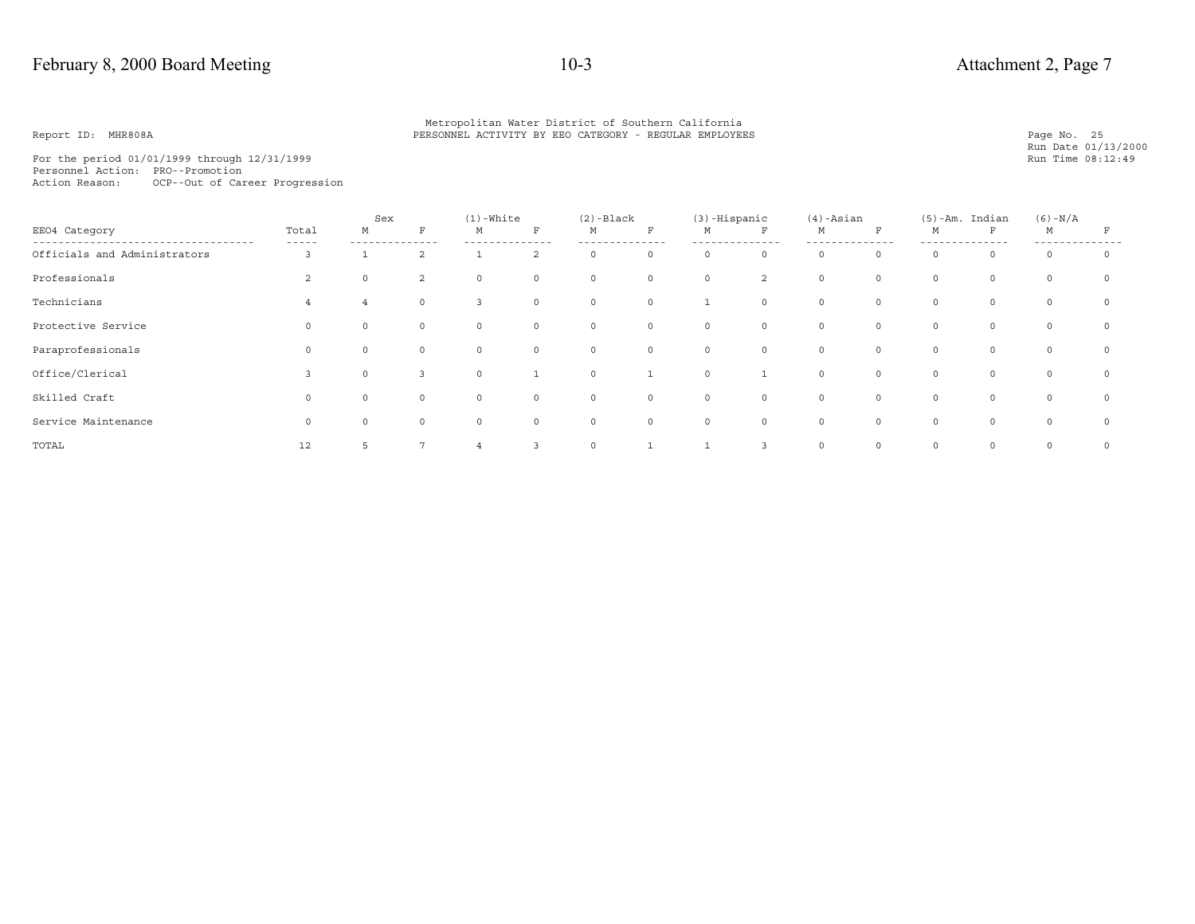Metropolitan Water District of Southern California
PERSONNEL ACTIVITY BY EEO CATEGORY - REGULAR EMPLOYEES

Report ID: MHR808A

Run Date 01/13/2000
Run Time 08:12:49

For the period 01/01/1999 through 12/31/1999
Personnel Action: PRO--Promotion
Action Reason: OCP--Out of Career Progression

| EEO4 Category | Total | Sex | | (1)-White | | (2)-Black | | (3)-Hispanic | | (4)-Asian | | (5)-Am. Indian | | (6)-N/A | |
|---|---|---|---|---|---|---|---|---|---|---|---|---|---|---|---|
| | | M | F | M | F | M | F | M | F | M | F | M | F | M | F |
| Officials and Administrators | 3 | 1 | 2 | 1 | 2 | 0 | 0 | 0 | 0 | 0 | 0 | 0 | 0 | 0 | 0 |
| Professionals | 2 | 0 | 2 | 0 | 0 | 0 | 0 | 0 | 2 | 0 | 0 | 0 | 0 | 0 | 0 |
| Technicians | 4 | 4 | 0 | 3 | 0 | 0 | 0 | 1 | 0 | 0 | 0 | 0 | 0 | 0 | 0 |
| Protective Service | 0 | 0 | 0 | 0 | 0 | 0 | 0 | 0 | 0 | 0 | 0 | 0 | 0 | 0 | 0 |
| Paraprofessionals | 0 | 0 | 0 | 0 | 0 | 0 | 0 | 0 | 0 | 0 | 0 | 0 | 0 | 0 | 0 |
| Office/Clerical | 3 | 0 | 3 | 0 | 1 | 0 | 1 | 0 | 1 | 0 | 0 | 0 | 0 | 0 | 0 |
| Skilled Craft | 0 | 0 | 0 | 0 | 0 | 0 | 0 | 0 | 0 | 0 | 0 | 0 | 0 | 0 | 0 |
| Service Maintenance | 0 | 0 | 0 | 0 | 0 | 0 | 0 | 0 | 0 | 0 | 0 | 0 | 0 | 0 | 0 |
| TOTAL | 12 | 5 | 7 | 4 | 3 | 0 | 1 | 1 | 3 | 0 | 0 | 0 | 0 | 0 | 0 |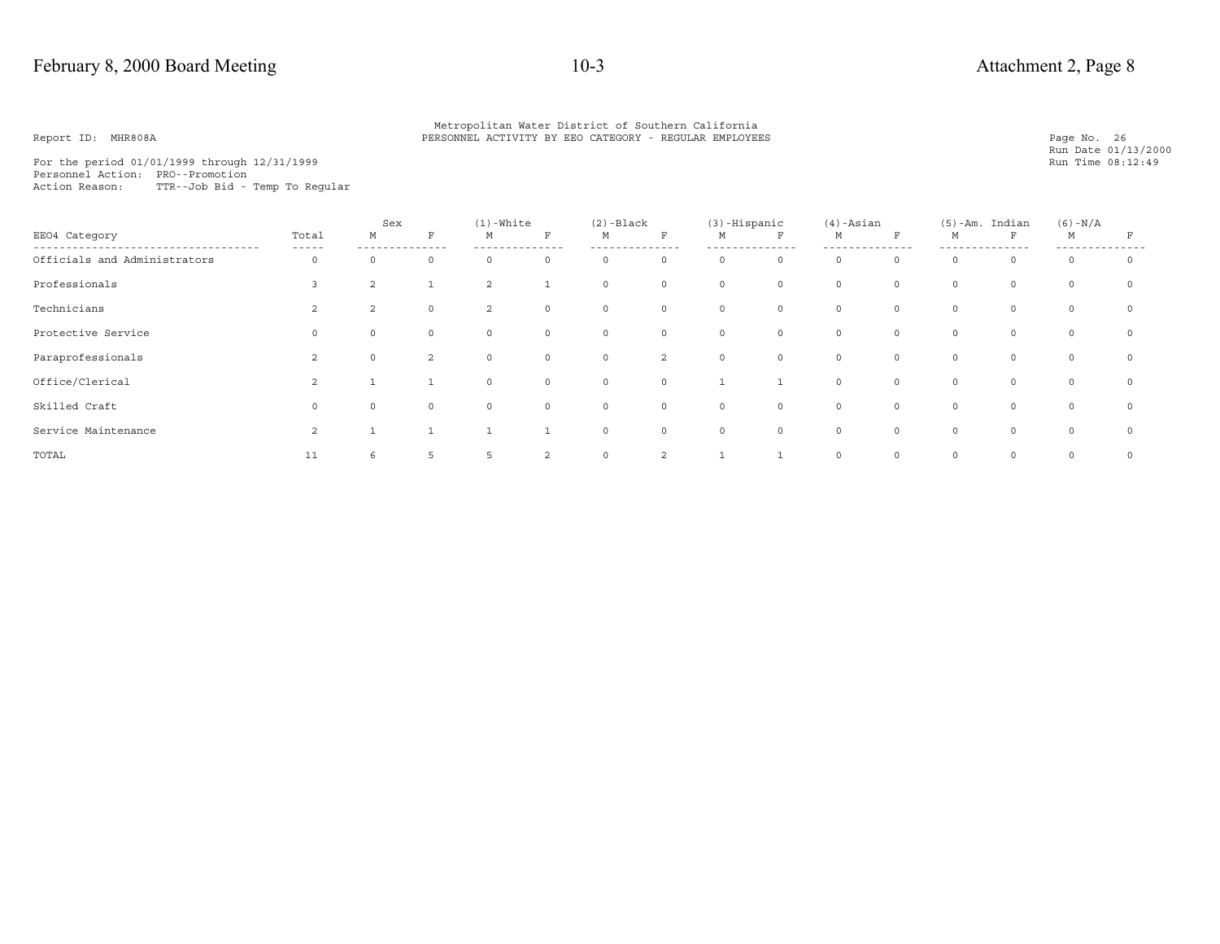Metropolitan Water District of Southern California
PERSONNEL ACTIVITY BY EEO CATEGORY - REGULAR EMPLOYEES

Report ID: MHR808A

Page No. 26
Run Date 01/13/2000
Run Time 08:12:49

For the period 01/01/1999 through 12/31/1999
Personnel Action: PRO--Promotion
Action Reason: TTR--Job Bid - Temp To Regular

| EEO4 Category | Total | Sex | | (1)-White | | (2)-Black | | (3)-Hispanic | | (4)-Asian | | (5)-Am. Indian | | (6)-N/A | |
|---|---|---|---|---|---|---|---|---|---|---|---|---|---|---|---|
| | | M | F | M | F | M | F | M | F | M | F | M | F | M | F |
| Officials and Administrators | 0 | 0 | 0 | 0 | 0 | 0 | 0 | 0 | 0 | 0 | 0 | 0 | 0 | 0 | 0 |
| Professionals | 3 | 2 | 1 | 2 | 1 | 0 | 0 | 0 | 0 | 0 | 0 | 0 | 0 | 0 | 0 |
| Technicians | 2 | 2 | 0 | 2 | 0 | 0 | 0 | 0 | 0 | 0 | 0 | 0 | 0 | 0 | 0 |
| Protective Service | 0 | 0 | 0 | 0 | 0 | 0 | 0 | 0 | 0 | 0 | 0 | 0 | 0 | 0 | 0 |
| Paraprofessionals | 2 | 0 | 2 | 0 | 0 | 0 | 2 | 0 | 0 | 0 | 0 | 0 | 0 | 0 | 0 |
| Office/Clerical | 2 | 1 | 1 | 0 | 0 | 0 | 0 | 1 | 1 | 0 | 0 | 0 | 0 | 0 | 0 |
| Skilled Craft | 0 | 0 | 0 | 0 | 0 | 0 | 0 | 0 | 0 | 0 | 0 | 0 | 0 | 0 | 0 |
| Service Maintenance | 2 | 1 | 1 | 1 | 1 | 0 | 0 | 0 | 0 | 0 | 0 | 0 | 0 | 0 | 0 |
| TOTAL | 11 | 6 | 5 | 5 | 2 | 0 | 2 | 1 | 1 | 0 | 0 | 0 | 0 | 0 | 0 |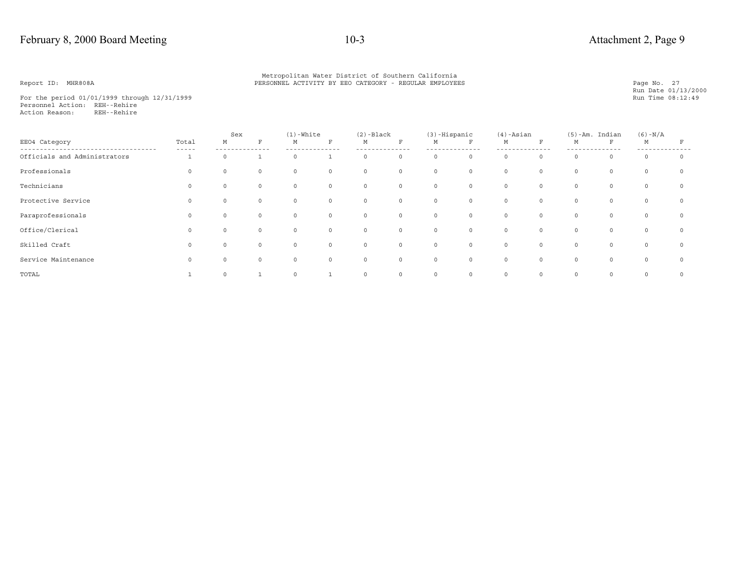Metropolitan Water District of Southern California
PERSONNEL ACTIVITY BY EEO CATEGORY - REGULAR EMPLOYEES

Report ID: MHR808A

Page No. 27
Run Date 01/13/2000
Run Time 08:12:49

For the period 01/01/1999 through 12/31/1999
Personnel Action: REH--Rehire
Action Reason: REH--Rehire

| | | Sex | | (1)-White | | (2)-Black | | (3)-Hispanic | | (4)-Asian | | (5)-Am. Indian | | (6)-N/A | |
|---|---|---|---|---|---|---|---|---|---|---|---|---|---|---|---|
| EEO4 Category | Total | M | F | M | F | M | F | M | F | M | F | M | F | M | F |
| Officials and Administrators | 1 | 0 | 1 | 0 | 1 | 0 | 0 | 0 | 0 | 0 | 0 | 0 | 0 | 0 | 0 |
| Professionals | 0 | 0 | 0 | 0 | 0 | 0 | 0 | 0 | 0 | 0 | 0 | 0 | 0 | 0 | 0 |
| Technicians | 0 | 0 | 0 | 0 | 0 | 0 | 0 | 0 | 0 | 0 | 0 | 0 | 0 | 0 | 0 |
| Protective Service | 0 | 0 | 0 | 0 | 0 | 0 | 0 | 0 | 0 | 0 | 0 | 0 | 0 | 0 | 0 |
| Paraprofessionals | 0 | 0 | 0 | 0 | 0 | 0 | 0 | 0 | 0 | 0 | 0 | 0 | 0 | 0 | 0 |
| Office/Clerical | 0 | 0 | 0 | 0 | 0 | 0 | 0 | 0 | 0 | 0 | 0 | 0 | 0 | 0 | 0 |
| Skilled Craft | 0 | 0 | 0 | 0 | 0 | 0 | 0 | 0 | 0 | 0 | 0 | 0 | 0 | 0 | 0 |
| Service Maintenance | 0 | 0 | 0 | 0 | 0 | 0 | 0 | 0 | 0 | 0 | 0 | 0 | 0 | 0 | 0 |
| TOTAL | 1 | 0 | 1 | 0 | 1 | 0 | 0 | 0 | 0 | 0 | 0 | 0 | 0 | 0 | 0 |